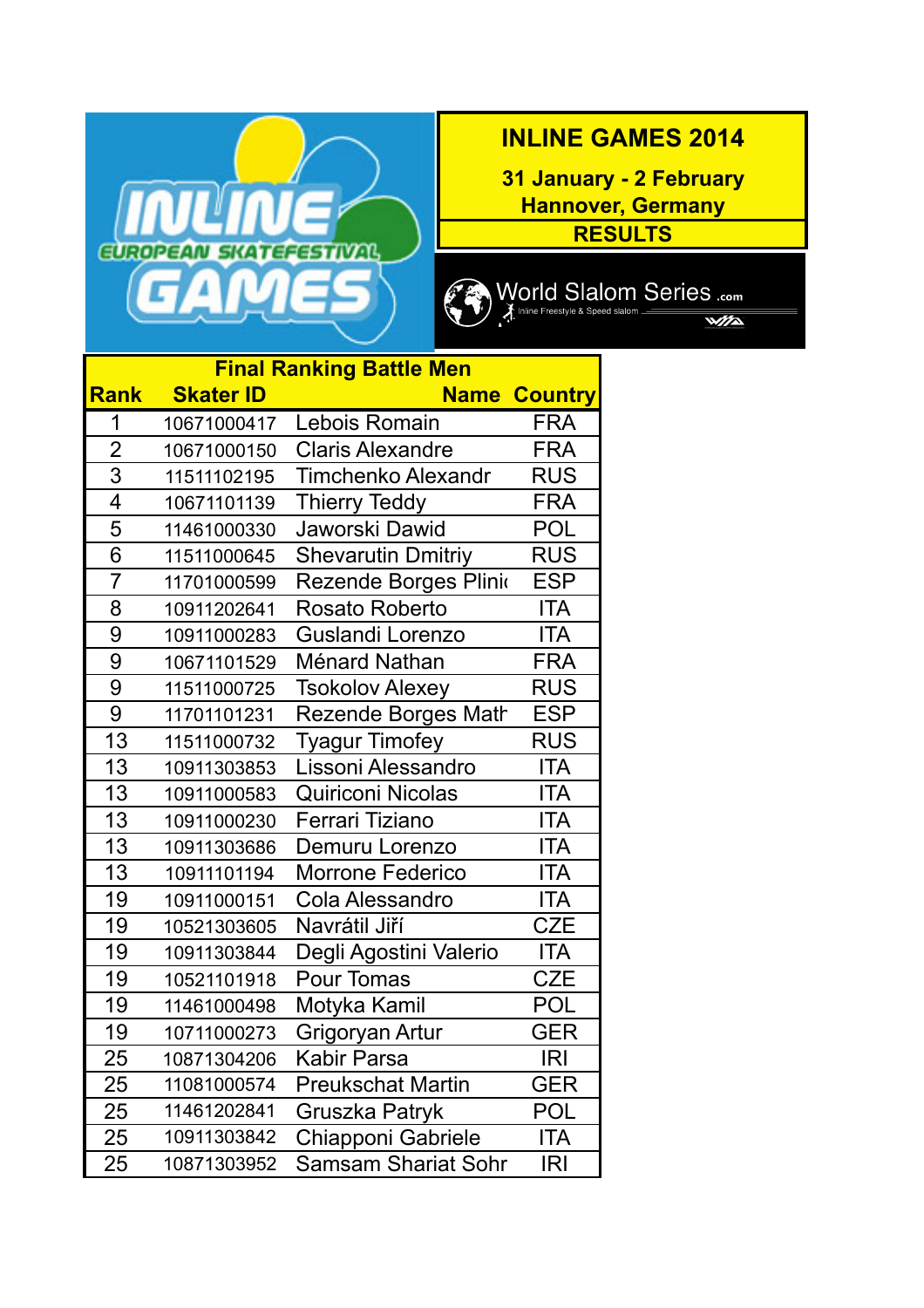INLINE EUROPEAN SKATEFESTIVAL GAMES

# INLINE GAMES 2014

**31 January - 2 February**
**Hannover, Germany**

**RESULTS**

World Slalom Series .com
Inline Freestyle & Speed slalom

## Final Ranking Battle Men

| Rank | Skater ID | Name | Country |
|---|---|---|---|
| 1 | 10671000417 | Lebois Romain | FRA |
| 2 | 10671000150 | Claris Alexandre | FRA |
| 3 | 11511102195 | Timchenko Alexandr | RUS |
| 4 | 10671101139 | Thierry Teddy | FRA |
| 5 | 11461000330 | Jaworski Dawid | POL |
| 6 | 11511000645 | Shevarutin Dmitriy | RUS |
| 7 | 11701000599 | Rezende Borges Plini | ESP |
| 8 | 10911202641 | Rosato Roberto | ITA |
| 9 | 10911000283 | Guslandi Lorenzo | ITA |
| 9 | 10671101529 | Ménard Nathan | FRA |
| 9 | 11511000725 | Tsokolov Alexey | RUS |
| 9 | 11701101231 | Rezende Borges Matt | ESP |
| 13 | 11511000732 | Tyagur Timofey | RUS |
| 13 | 10911303853 | Lissoni Alessandro | ITA |
| 13 | 10911000583 | Quiriconi Nicolas | ITA |
| 13 | 10911000230 | Ferrari Tiziano | ITA |
| 13 | 10911303686 | Demuru Lorenzo | ITA |
| 13 | 10911101194 | Morrone Federico | ITA |
| 19 | 10911000151 | Cola Alessandro | ITA |
| 19 | 10521303605 | Navrátil Jiří | CZE |
| 19 | 10911303844 | Degli Agostini Valerio | ITA |
| 19 | 10521101918 | Pour Tomas | CZE |
| 19 | 11461000498 | Motyka Kamil | POL |
| 19 | 10711000273 | Grigoryan Artur | GER |
| 25 | 10871304206 | Kabir Parsa | IRI |
| 25 | 11081000574 | Preukschat Martin | GER |
| 25 | 11461202841 | Gruszka Patryk | POL |
| 25 | 10911303842 | Chiapponi Gabriele | ITA |
| 25 | 10871303952 | Samsam Shariat Sohr | IRI |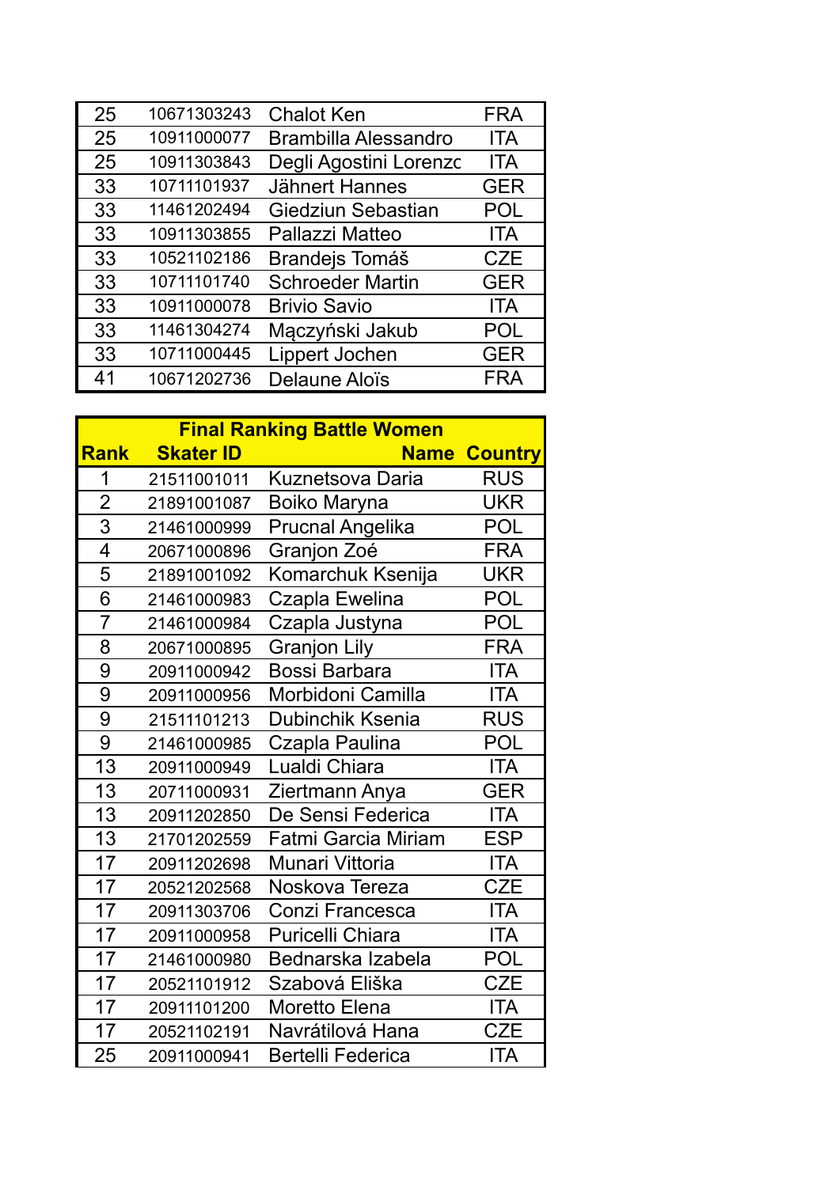| | | | |
|---|---|---|---|
| 25 | 10671303243 | Chalot Ken | FRA |
| 25 | 10911000077 | Brambilla Alessandro | ITA |
| 25 | 10911303843 | Degli Agostini Lorenzo | ITA |
| 33 | 10711101937 | Jähnert Hannes | GER |
| 33 | 11461202494 | Giedziun Sebastian | POL |
| 33 | 10911303855 | Pallazzi Matteo | ITA |
| 33 | 10521102186 | Brandejs Tomáš | CZE |
| 33 | 10711101740 | Schroeder Martin | GER |
| 33 | 10911000078 | Brivio Savio | ITA |
| 33 | 11461304274 | Mączyński Jakub | POL |
| 33 | 10711000445 | Lippert Jochen | GER |
| 41 | 10671202736 | Delaune Aloïs | FRA |

**Final Ranking Battle Women**

| Rank | Skater ID | Name | Country |
|---|---|---|---|
| 1 | 21511001011 | Kuznetsova Daria | RUS |
| 2 | 21891001087 | Boiko Maryna | UKR |
| 3 | 21461000999 | Prucnal Angelika | POL |
| 4 | 20671000896 | Granjon Zoé | FRA |
| 5 | 21891001092 | Komarchuk Ksenija | UKR |
| 6 | 21461000983 | Czapla Ewelina | POL |
| 7 | 21461000984 | Czapla Justyna | POL |
| 8 | 20671000895 | Granjon Lily | FRA |
| 9 | 20911000942 | Bossi Barbara | ITA |
| 9 | 20911000956 | Morbidoni Camilla | ITA |
| 9 | 21511101213 | Dubinchik Ksenia | RUS |
| 9 | 21461000985 | Czapla Paulina | POL |
| 13 | 20911000949 | Lualdi Chiara | ITA |
| 13 | 20711000931 | Ziertmann Anya | GER |
| 13 | 20911202850 | De Sensi Federica | ITA |
| 13 | 21701202559 | Fatmi Garcia Miriam | ESP |
| 17 | 20911202698 | Munari Vittoria | ITA |
| 17 | 20521202568 | Noskova Tereza | CZE |
| 17 | 20911303706 | Conzi Francesca | ITA |
| 17 | 20911000958 | Puricelli Chiara | ITA |
| 17 | 21461000980 | Bednarska Izabela | POL |
| 17 | 20521101912 | Szabová Eliška | CZE |
| 17 | 20911101200 | Moretto Elena | ITA |
| 17 | 20521102191 | Navrátilová Hana | CZE |
| 25 | 20911000941 | Bertelli Federica | ITA |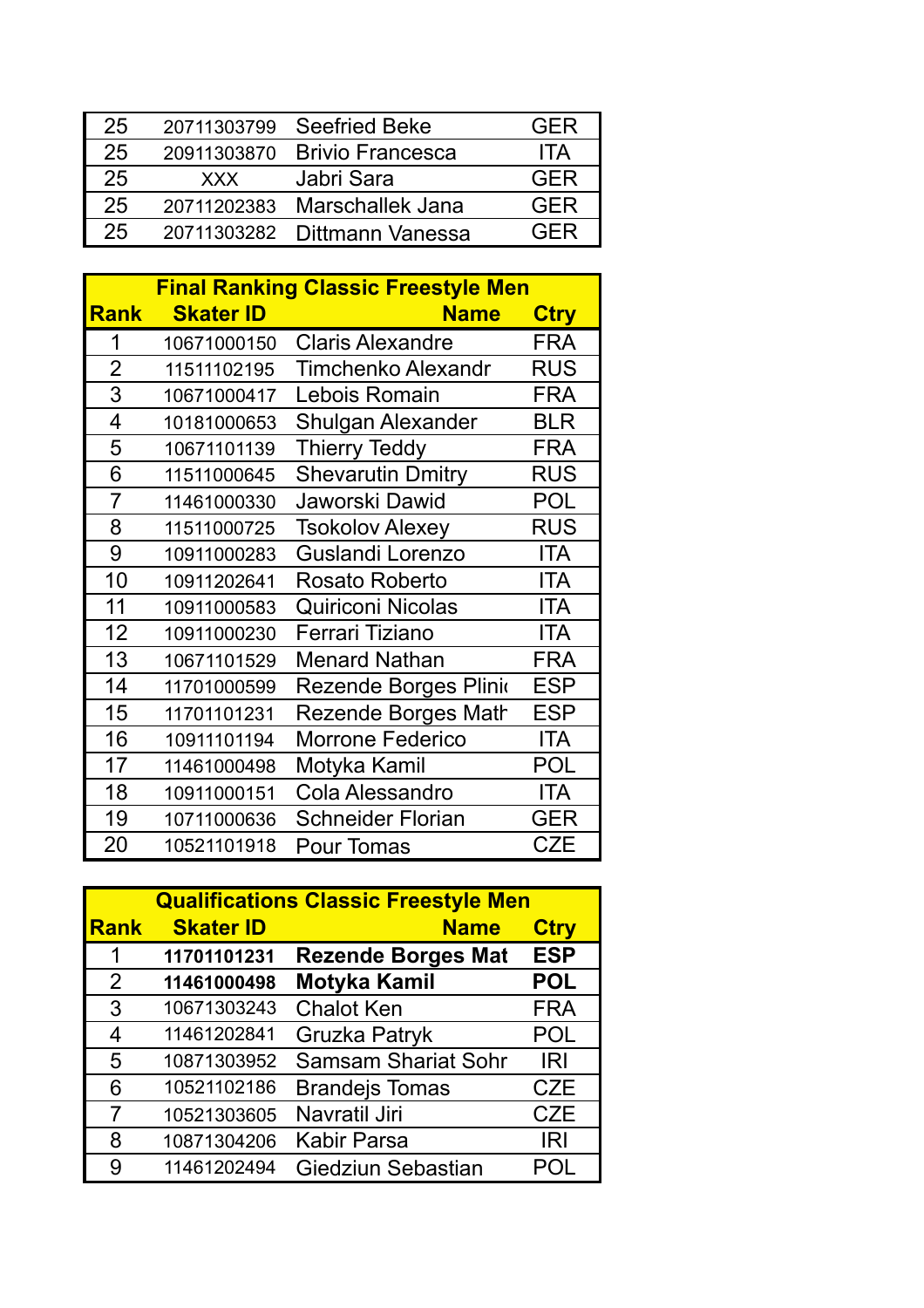| | | | |
|---|---|---|---|
| 25 | 20711303799 | Seefried Beke | GER |
| 25 | 20911303870 | Brivio Francesca | ITA |
| 25 | XXX | Jabri Sara | GER |
| 25 | 20711202383 | Marschallek Jana | GER |
| 25 | 20711303282 | Dittmann Vanessa | GER |

## Final Ranking Classic Freestyle Men

| Rank | Skater ID | Name | Ctry |
|---|---|---|---|
| 1 | 10671000150 | Claris Alexandre | FRA |
| 2 | 11511102195 | Timchenko Alexandr | RUS |
| 3 | 10671000417 | Lebois Romain | FRA |
| 4 | 10181000653 | Shulgan Alexander | BLR |
| 5 | 10671101139 | Thierry Teddy | FRA |
| 6 | 11511000645 | Shevarutin Dmitry | RUS |
| 7 | 11461000330 | Jaworski Dawid | POL |
| 8 | 11511000725 | Tsokolov Alexey | RUS |
| 9 | 10911000283 | Guslandi Lorenzo | ITA |
| 10 | 10911202641 | Rosato Roberto | ITA |
| 11 | 10911000583 | Quiriconi Nicolas | ITA |
| 12 | 10911000230 | Ferrari Tiziano | ITA |
| 13 | 10671101529 | Menard Nathan | FRA |
| 14 | 11701000599 | Rezende Borges Plinio | ESP |
| 15 | 11701101231 | Rezende Borges Math | ESP |
| 16 | 10911101194 | Morrone Federico | ITA |
| 17 | 11461000498 | Motyka Kamil | POL |
| 18 | 10911000151 | Cola Alessandro | ITA |
| 19 | 10711000636 | Schneider Florian | GER |
| 20 | 10521101918 | Pour Tomas | CZE |

## Qualifications Classic Freestyle Men

| Rank | Skater ID | Name | Ctry |
|---|---|---|---|
| 1 | **11701101231** | **Rezende Borges Mat** | **ESP** |
| 2 | **11461000498** | **Motyka Kamil** | **POL** |
| 3 | 10671303243 | Chalot Ken | FRA |
| 4 | 11461202841 | Gruzka Patryk | POL |
| 5 | 10871303952 | Samsam Shariat Sohr | IRI |
| 6 | 10521102186 | Brandejs Tomas | CZE |
| 7 | 10521303605 | Navratil Jiri | CZE |
| 8 | 10871304206 | Kabir Parsa | IRI |
| 9 | 11461202494 | Giedziun Sebastian | POL |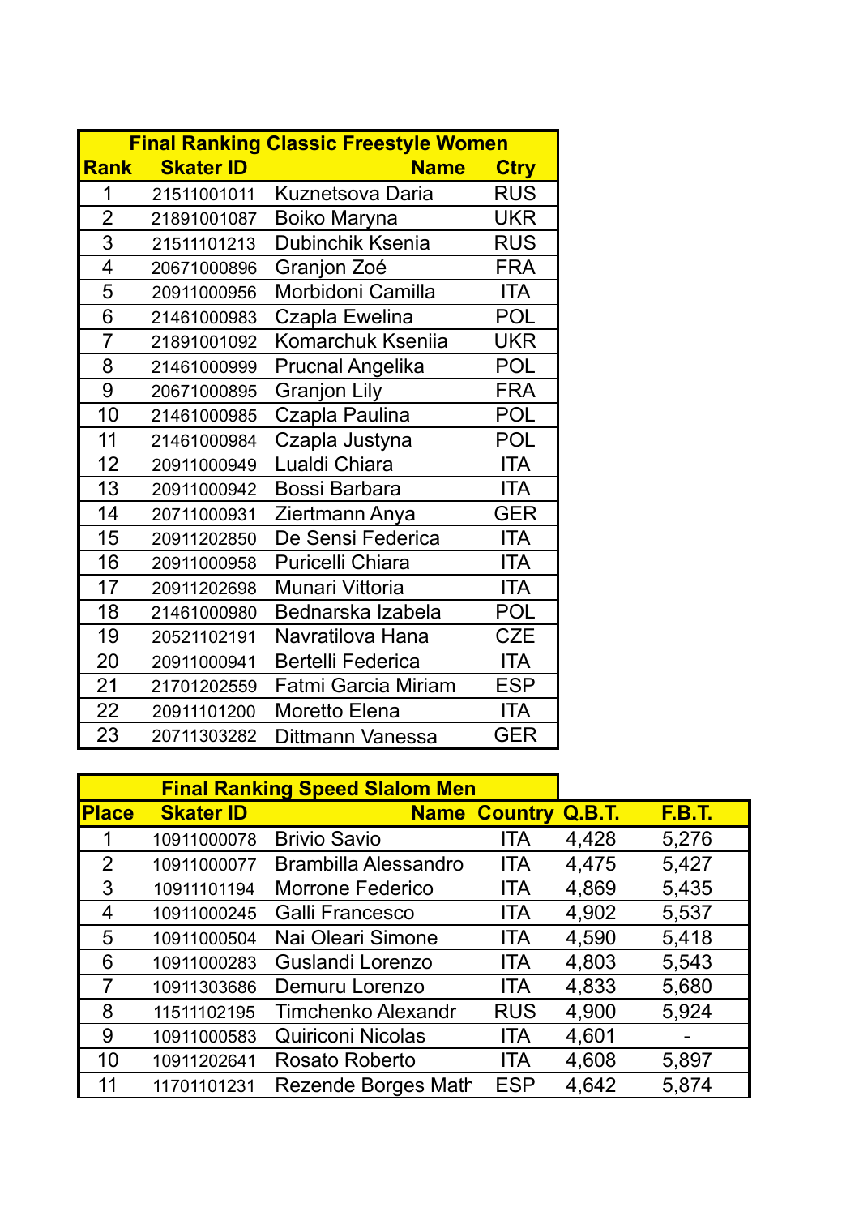| Final Ranking Classic Freestyle Women | | | |
|---|---|---|---|
| **Rank** | **Skater ID** | **Name** | **Ctry** |
| 1 | 21511001011 | Kuznetsova Daria | RUS |
| 2 | 21891001087 | Boiko Maryna | UKR |
| 3 | 21511101213 | Dubinchik Ksenia | RUS |
| 4 | 20671000896 | Granjon Zoé | FRA |
| 5 | 20911000956 | Morbidoni Camilla | ITA |
| 6 | 21461000983 | Czapla Ewelina | POL |
| 7 | 21891001092 | Komarchuk Kseniia | UKR |
| 8 | 21461000999 | Prucnal Angelika | POL |
| 9 | 20671000895 | Granjon Lily | FRA |
| 10 | 21461000985 | Czapla Paulina | POL |
| 11 | 21461000984 | Czapla Justyna | POL |
| 12 | 20911000949 | Lualdi Chiara | ITA |
| 13 | 20911000942 | Bossi Barbara | ITA |
| 14 | 20711000931 | Ziertmann Anya | GER |
| 15 | 20911202850 | De Sensi Federica | ITA |
| 16 | 20911000958 | Puricelli Chiara | ITA |
| 17 | 20911202698 | Munari Vittoria | ITA |
| 18 | 21461000980 | Bednarska Izabela | POL |
| 19 | 20521102191 | Navratilova Hana | CZE |
| 20 | 20911000941 | Bertelli Federica | ITA |
| 21 | 21701202559 | Fatmi Garcia Miriam | ESP |
| 22 | 20911101200 | Moretto Elena | ITA |
| 23 | 20711303282 | Dittmann Vanessa | GER |

| Final Ranking Speed Slalom Men | | | | | |
|---|---|---|---|---|---|
| **Place** | **Skater ID** | **Name** | **Country** | **Q.B.T.** | **F.B.T.** |
| 1 | 10911000078 | Brivio Savio | ITA | 4,428 | 5,276 |
| 2 | 10911000077 | Brambilla Alessandro | ITA | 4,475 | 5,427 |
| 3 | 10911101194 | Morrone Federico | ITA | 4,869 | 5,435 |
| 4 | 10911000245 | Galli Francesco | ITA | 4,902 | 5,537 |
| 5 | 10911000504 | Nai Oleari Simone | ITA | 4,590 | 5,418 |
| 6 | 10911000283 | Guslandi Lorenzo | ITA | 4,803 | 5,543 |
| 7 | 10911303686 | Demuru Lorenzo | ITA | 4,833 | 5,680 |
| 8 | 11511102195 | Timchenko Alexandr | RUS | 4,900 | 5,924 |
| 9 | 10911000583 | Quiriconi Nicolas | ITA | 4,601 | - |
| 10 | 10911202641 | Rosato Roberto | ITA | 4,608 | 5,897 |
| 11 | 11701101231 | Rezende Borges Math | ESP | 4,642 | 5,874 |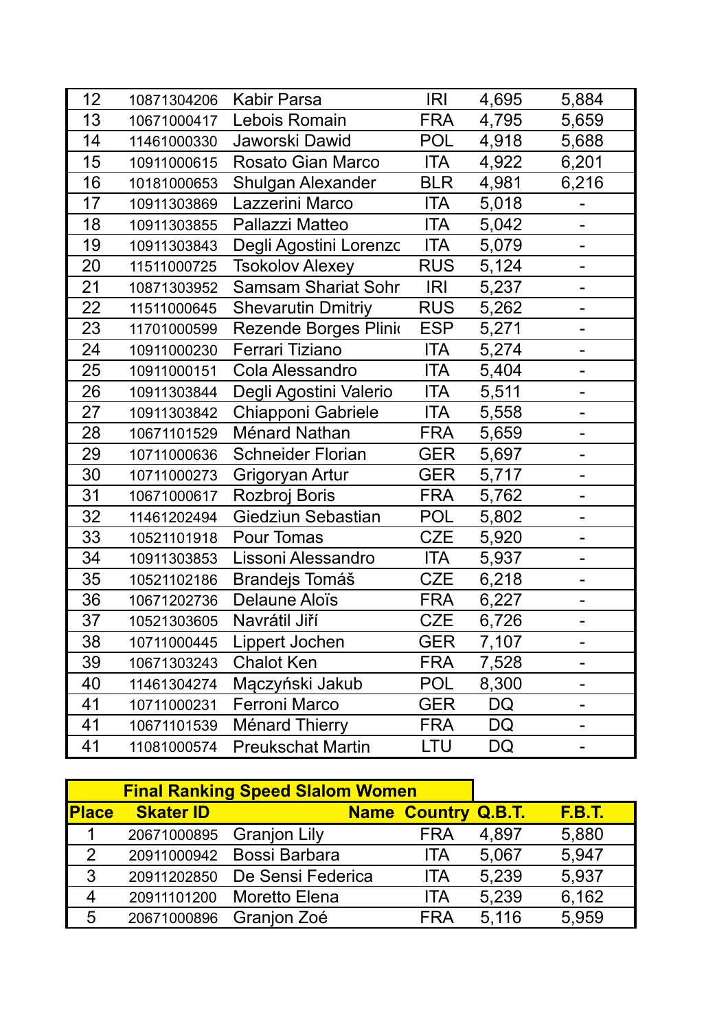| | | | | | |
|---|---|---|---|---|---|
| 12 | 10871304206 | Kabir Parsa | IRI | 4,695 | 5,884 |
| 13 | 10671000417 | Lebois Romain | FRA | 4,795 | 5,659 |
| 14 | 11461000330 | Jaworski Dawid | POL | 4,918 | 5,688 |
| 15 | 10911000615 | Rosato Gian Marco | ITA | 4,922 | 6,201 |
| 16 | 10181000653 | Shulgan Alexander | BLR | 4,981 | 6,216 |
| 17 | 10911303869 | Lazzerini Marco | ITA | 5,018 | - |
| 18 | 10911303855 | Pallazzi Matteo | ITA | 5,042 | - |
| 19 | 10911303843 | Degli Agostini Lorenzc | ITA | 5,079 | - |
| 20 | 11511000725 | Tsokolov Alexey | RUS | 5,124 | - |
| 21 | 10871303952 | Samsam Shariat Sohr | IRI | 5,237 | - |
| 22 | 11511000645 | Shevarutin Dmitriy | RUS | 5,262 | - |
| 23 | 11701000599 | Rezende Borges Plini | ESP | 5,271 | - |
| 24 | 10911000230 | Ferrari Tiziano | ITA | 5,274 | - |
| 25 | 10911000151 | Cola Alessandro | ITA | 5,404 | - |
| 26 | 10911303844 | Degli Agostini Valerio | ITA | 5,511 | - |
| 27 | 10911303842 | Chiapponi Gabriele | ITA | 5,558 | - |
| 28 | 10671101529 | Ménard Nathan | FRA | 5,659 | - |
| 29 | 10711000636 | Schneider Florian | GER | 5,697 | - |
| 30 | 10711000273 | Grigoryan Artur | GER | 5,717 | - |
| 31 | 10671000617 | Rozbroj Boris | FRA | 5,762 | - |
| 32 | 11461202494 | Giedziun Sebastian | POL | 5,802 | - |
| 33 | 10521101918 | Pour Tomas | CZE | 5,920 | - |
| 34 | 10911303853 | Lissoni Alessandro | ITA | 5,937 | - |
| 35 | 10521102186 | Brandejs Tomáš | CZE | 6,218 | - |
| 36 | 10671202736 | Delaune Aloïs | FRA | 6,227 | - |
| 37 | 10521303605 | Navrátil Jiří | CZE | 6,726 | - |
| 38 | 10711000445 | Lippert Jochen | GER | 7,107 | - |
| 39 | 10671303243 | Chalot Ken | FRA | 7,528 | - |
| 40 | 11461304274 | Mączyński Jakub | POL | 8,300 | - |
| 41 | 10711000231 | Ferroni Marco | GER | DQ | - |
| 41 | 10671101539 | Ménard Thierry | FRA | DQ | - |
| 41 | 11081000574 | Preukschat Martin | LTU | DQ | - |

**Final Ranking Speed Slalom Women**

| Place | Skater ID | Name | Country | Q.B.T. | F.B.T. |
|---|---|---|---|---|---|
| 1 | 20671000895 | Granjon Lily | FRA | 4,897 | 5,880 |
| 2 | 20911000942 | Bossi Barbara | ITA | 5,067 | 5,947 |
| 3 | 20911202850 | De Sensi Federica | ITA | 5,239 | 5,937 |
| 4 | 20911101200 | Moretto Elena | ITA | 5,239 | 6,162 |
| 5 | 20671000896 | Granjon Zoé | FRA | 5,116 | 5,959 |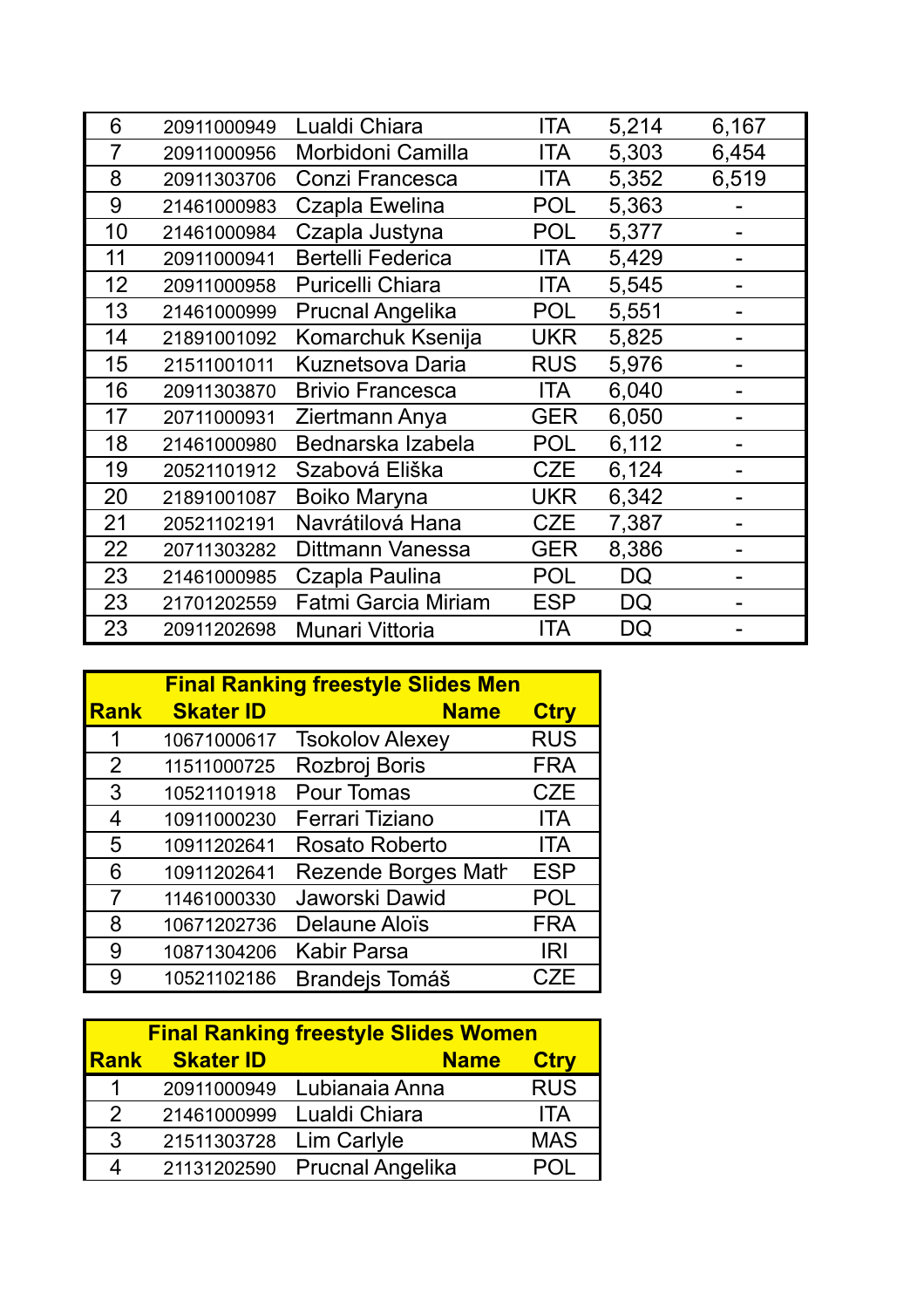| | | | | | |
|---|---|---|---|---|---|
| 6 | 20911000949 | Lualdi Chiara | ITA | 5,214 | 6,167 |
| 7 | 20911000956 | Morbidoni Camilla | ITA | 5,303 | 6,454 |
| 8 | 20911303706 | Conzi Francesca | ITA | 5,352 | 6,519 |
| 9 | 21461000983 | Czapla Ewelina | POL | 5,363 | - |
| 10 | 21461000984 | Czapla Justyna | POL | 5,377 | - |
| 11 | 20911000941 | Bertelli Federica | ITA | 5,429 | - |
| 12 | 20911000958 | Puricelli Chiara | ITA | 5,545 | - |
| 13 | 21461000999 | Prucnal Angelika | POL | 5,551 | - |
| 14 | 21891001092 | Komarchuk Ksenija | UKR | 5,825 | - |
| 15 | 21511001011 | Kuznetsova Daria | RUS | 5,976 | - |
| 16 | 20911303870 | Brivio Francesca | ITA | 6,040 | - |
| 17 | 20711000931 | Ziertmann Anya | GER | 6,050 | - |
| 18 | 21461000980 | Bednarska Izabela | POL | 6,112 | - |
| 19 | 20521101912 | Szabová Eliška | CZE | 6,124 | - |
| 20 | 21891001087 | Boiko Maryna | UKR | 6,342 | - |
| 21 | 20521102191 | Navrátilová Hana | CZE | 7,387 | - |
| 22 | 20711303282 | Dittmann Vanessa | GER | 8,386 | - |
| 23 | 21461000985 | Czapla Paulina | POL | DQ | - |
| 23 | 21701202559 | Fatmi Garcia Miriam | ESP | DQ | - |
| 23 | 20911202698 | Munari Vittoria | ITA | DQ | - |

**Final Ranking freestyle Slides Men**

| Rank | Skater ID | Name | Ctry |
|---|---|---|---|
| 1 | 10671000617 | Tsokolov Alexey | RUS |
| 2 | 11511000725 | Rozbroj Boris | FRA |
| 3 | 10521101918 | Pour Tomas | CZE |
| 4 | 10911000230 | Ferrari Tiziano | ITA |
| 5 | 10911202641 | Rosato Roberto | ITA |
| 6 | 10911202641 | Rezende Borges Math | ESP |
| 7 | 11461000330 | Jaworski Dawid | POL |
| 8 | 10671202736 | Delaune Aloïs | FRA |
| 9 | 10871304206 | Kabir Parsa | IRI |
| 9 | 10521102186 | Brandejs Tomáš | CZE |

**Final Ranking freestyle Slides Women**

| Rank | Skater ID | Name | Ctry |
|---|---|---|---|
| 1 | 20911000949 | Lubianaia Anna | RUS |
| 2 | 21461000999 | Lualdi Chiara | ITA |
| 3 | 21511303728 | Lim Carlyle | MAS |
| 4 | 21131202590 | Prucnal Angelika | POL |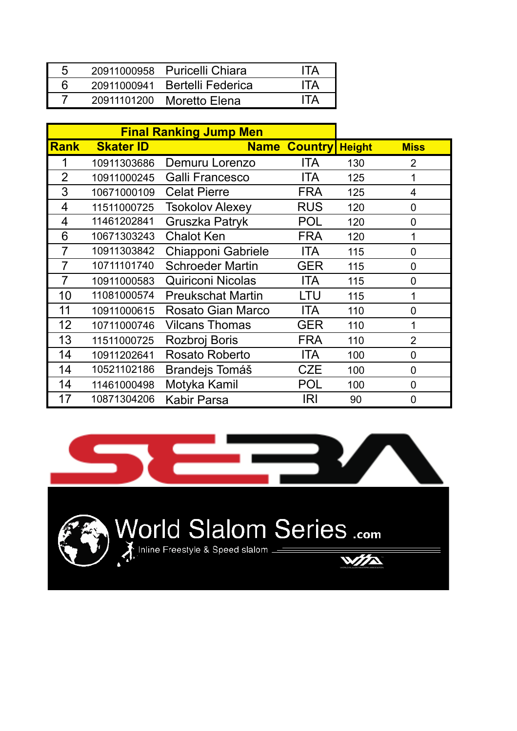| | | | |
|---|---|---|---|
| 5 | 20911000958 | Puricelli Chiara | ITA |
| 6 | 20911000941 | Bertelli Federica | ITA |
| 7 | 20911101200 | Moretto Elena | ITA |

**Final Ranking Jump Men**

| Rank | Skater ID | Name | Country | Height | Miss |
|---|---|---|---|---|---|
| 1 | 10911303686 | Demuru Lorenzo | ITA | 130 | 2 |
| 2 | 10911000245 | Galli Francesco | ITA | 125 | 1 |
| 3 | 10671000109 | Celat Pierre | FRA | 125 | 4 |
| 4 | 11511000725 | Tsokolov Alexey | RUS | 120 | 0 |
| 4 | 11461202841 | Gruszka Patryk | POL | 120 | 0 |
| 6 | 10671303243 | Chalot Ken | FRA | 120 | 1 |
| 7 | 10911303842 | Chiapponi Gabriele | ITA | 115 | 0 |
| 7 | 10711101740 | Schroeder Martin | GER | 115 | 0 |
| 7 | 10911000583 | Quiriconi Nicolas | ITA | 115 | 0 |
| 10 | 11081000574 | Preukschat Martin | LTU | 115 | 1 |
| 11 | 10911000615 | Rosato Gian Marco | ITA | 110 | 0 |
| 12 | 10711000746 | Vilcans Thomas | GER | 110 | 1 |
| 13 | 11511000725 | Rozbroj Boris | FRA | 110 | 2 |
| 14 | 10911202641 | Rosato Roberto | ITA | 100 | 0 |
| 14 | 10521102186 | Brandejs Tomáš | CZE | 100 | 0 |
| 14 | 11461000498 | Motyka Kamil | POL | 100 | 0 |
| 17 | 10871304206 | Kabir Parsa | IRI | 90 | 0 |

SEBA

World Slalom Series .com

Inline Freestyle & Speed slalom